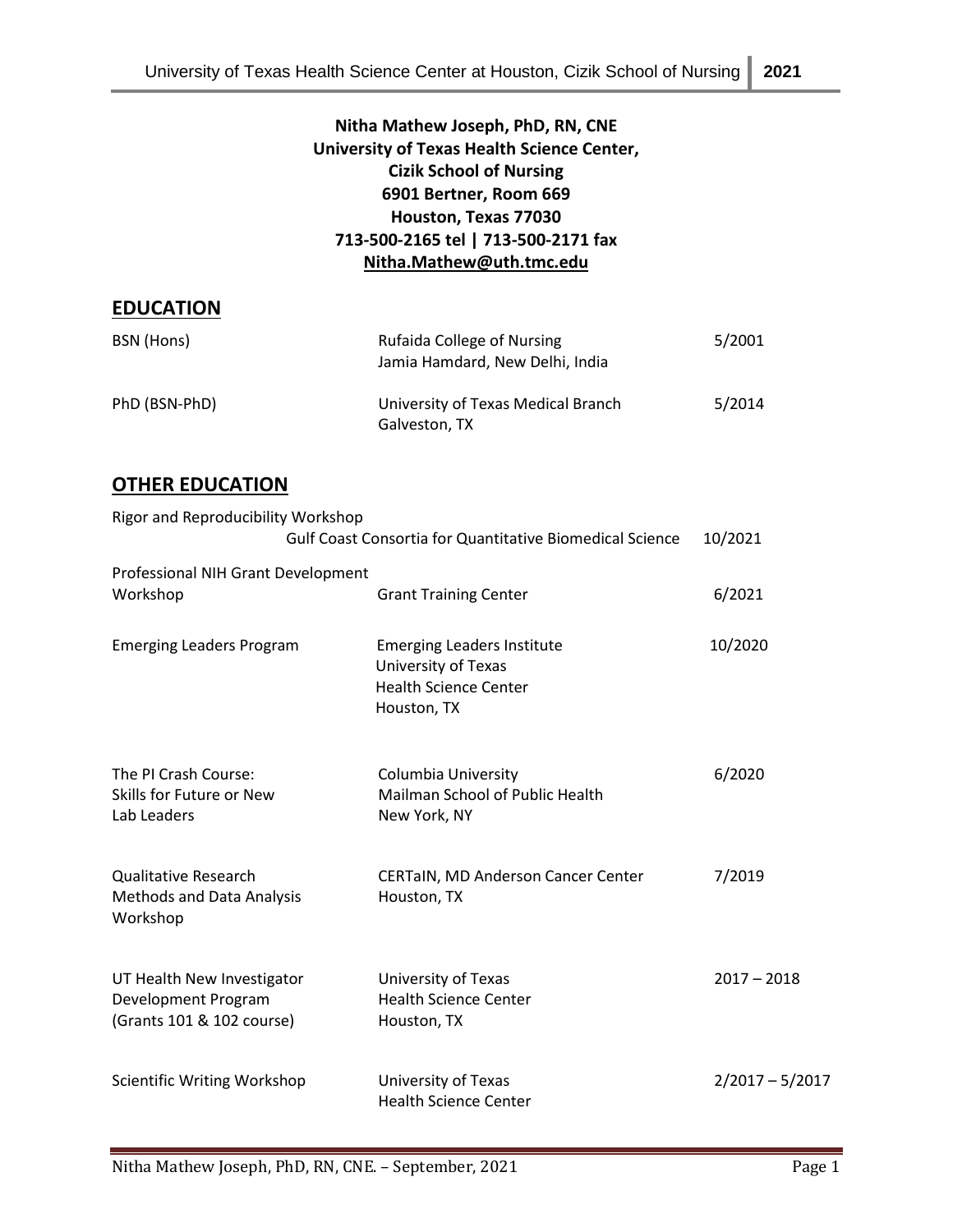**Nitha Mathew Joseph, PhD, RN, CNE**
**University of Texas Health Science Center,**
**Cizik School of Nursing**
**6901 Bertner, Room 669**
**Houston, Texas 77030**
**713-500-2165 tel | 713-500-2171 fax**
**Nitha.Mathew@uth.tmc.edu**

## EDUCATION

| | | |
|---|---|---|
| BSN (Hons) | Rufaida College of Nursing<br>Jamia Hamdard, New Delhi, India | 5/2001 |
| PhD (BSN-PhD) | University of Texas Medical Branch<br>Galveston, TX | 5/2014 |

## OTHER EDUCATION

| | | |
|---|---|---|
| Rigor and Reproducibility Workshop | Gulf Coast Consortia for Quantitative Biomedical Science | 10/2021 |
| Professional NIH Grant Development Workshop | Grant Training Center | 6/2021 |
| Emerging Leaders Program | Emerging Leaders Institute<br>University of Texas<br>Health Science Center<br>Houston, TX | 10/2020 |
| The PI Crash Course:<br>Skills for Future or New Lab Leaders | Columbia University<br>Mailman School of Public Health<br>New York, NY | 6/2020 |
| Qualitative Research Methods and Data Analysis Workshop | CERTaIN, MD Anderson Cancer Center<br>Houston, TX | 7/2019 |
| UT Health New Investigator Development Program<br>(Grants 101 & 102 course) | University of Texas<br>Health Science Center<br>Houston, TX | 2017 – 2018 |
| Scientific Writing Workshop | University of Texas<br>Health Science Center | 2/2017 – 5/2017 |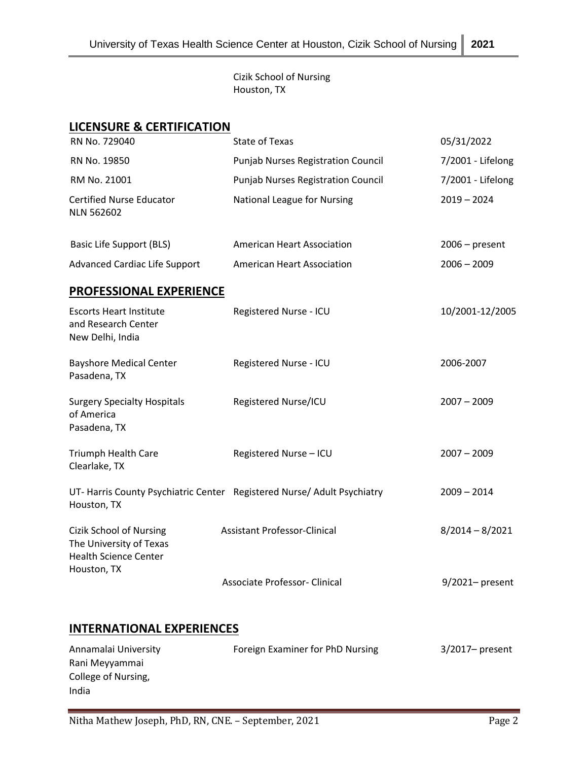Cizik School of Nursing
Houston, TX

## LICENSURE & CERTIFICATION

| | | |
|---|---|---|
| RN No. 729040 | State of Texas | 05/31/2022 |
| RN No. 19850 | Punjab Nurses Registration Council | 7/2001 - Lifelong |
| RM No. 21001 | Punjab Nurses Registration Council | 7/2001 - Lifelong |
| Certified Nurse Educator NLN 562602 | National League for Nursing | 2019 – 2024 |
| Basic Life Support (BLS) | American Heart Association | 2006 – present |
| Advanced Cardiac Life Support | American Heart Association | 2006 – 2009 |

## PROFESSIONAL EXPERIENCE

| | | |
|---|---|---|
| Escorts Heart Institute and Research Center New Delhi, India | Registered Nurse - ICU | 10/2001-12/2005 |
| Bayshore Medical Center Pasadena, TX | Registered Nurse - ICU | 2006-2007 |
| Surgery Specialty Hospitals of America Pasadena, TX | Registered Nurse/ICU | 2007 – 2009 |
| Triumph Health Care Clearlake, TX | Registered Nurse – ICU | 2007 – 2009 |
| UT- Harris County Psychiatric Center Houston, TX | Registered Nurse/ Adult Psychiatry | 2009 – 2014 |
| Cizik School of Nursing The University of Texas Health Science Center Houston, TX | Assistant Professor-Clinical | 8/2014 – 8/2021 |
| | Associate Professor- Clinical | 9/2021– present |

## INTERNATIONAL EXPERIENCES

| | | |
|---|---|---|
| Annamalai University Rani Meyyammai College of Nursing, India | Foreign Examiner for PhD Nursing | 3/2017– present |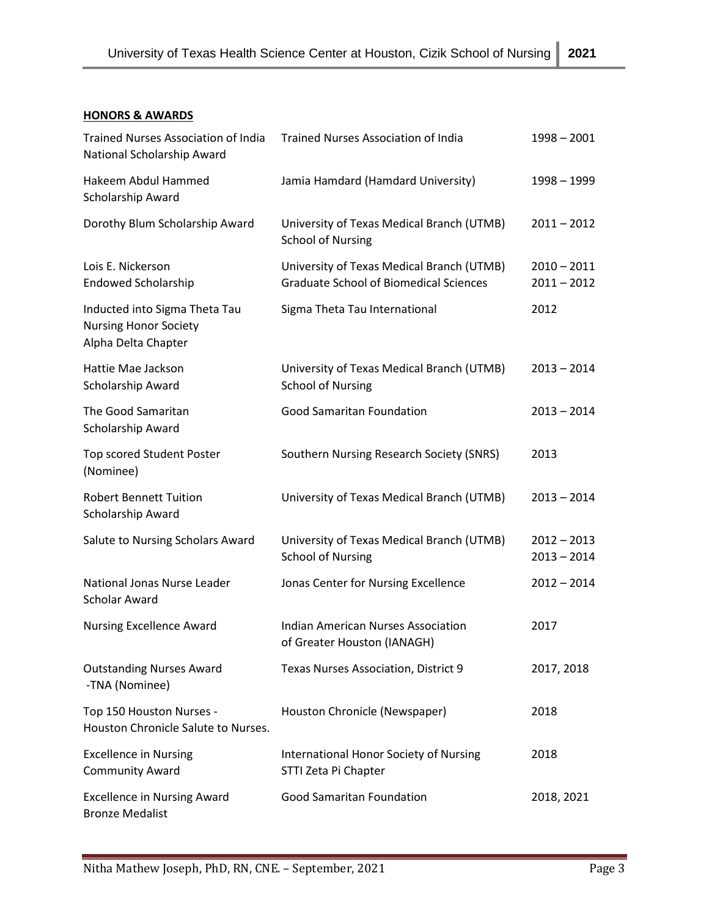**HONORS & AWARDS**

| | | |
|---|---|---|
| Trained Nurses Association of India National Scholarship Award | Trained Nurses Association of India | 1998 – 2001 |
| Hakeem Abdul Hammed Scholarship Award | Jamia Hamdard (Hamdard University) | 1998 – 1999 |
| Dorothy Blum Scholarship Award | University of Texas Medical Branch (UTMB) School of Nursing | 2011 – 2012 |
| Lois E. Nickerson Endowed Scholarship | University of Texas Medical Branch (UTMB) Graduate School of Biomedical Sciences | 2010 – 2011 2011 – 2012 |
| Inducted into Sigma Theta Tau Nursing Honor Society Alpha Delta Chapter | Sigma Theta Tau International | 2012 |
| Hattie Mae Jackson Scholarship Award | University of Texas Medical Branch (UTMB) School of Nursing | 2013 – 2014 |
| The Good Samaritan Scholarship Award | Good Samaritan Foundation | 2013 – 2014 |
| Top scored Student Poster (Nominee) | Southern Nursing Research Society (SNRS) | 2013 |
| Robert Bennett Tuition Scholarship Award | University of Texas Medical Branch (UTMB) | 2013 – 2014 |
| Salute to Nursing Scholars Award | University of Texas Medical Branch (UTMB) School of Nursing | 2012 – 2013 2013 – 2014 |
| National Jonas Nurse Leader Scholar Award | Jonas Center for Nursing Excellence | 2012 – 2014 |
| Nursing Excellence Award | Indian American Nurses Association of Greater Houston (IANAGH) | 2017 |
| Outstanding Nurses Award -TNA (Nominee) | Texas Nurses Association, District 9 | 2017, 2018 |
| Top 150 Houston Nurses - Houston Chronicle Salute to Nurses. | Houston Chronicle (Newspaper) | 2018 |
| Excellence in Nursing Community Award | International Honor Society of Nursing STTI Zeta Pi Chapter | 2018 |
| Excellence in Nursing Award Bronze Medalist | Good Samaritan Foundation | 2018, 2021 |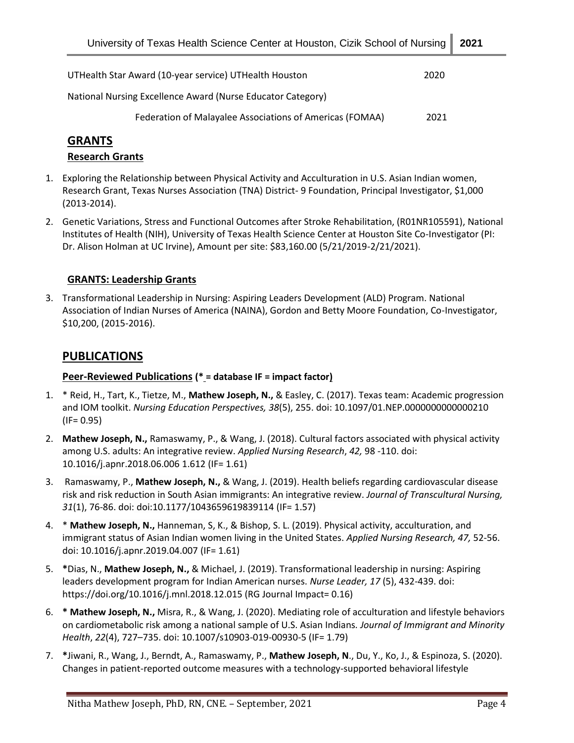UTHealth Star Award (10-year service) UTHealth Houston 2020

National Nursing Excellence Award (Nurse Educator Category)

Federation of Malayalee Associations of Americas (FOMAA) 2021

## GRANTS

### Research Grants

1. Exploring the Relationship between Physical Activity and Acculturation in U.S. Asian Indian women, Research Grant, Texas Nurses Association (TNA) District- 9 Foundation, Principal Investigator, $1,000 (2013-2014).
2. Genetic Variations, Stress and Functional Outcomes after Stroke Rehabilitation, (R01NR105591), National Institutes of Health (NIH), University of Texas Health Science Center at Houston Site Co-Investigator (PI: Dr. Alison Holman at UC Irvine), Amount per site: $83,160.00 (5/21/2019-2/21/2021).

### GRANTS: Leadership Grants

3. Transformational Leadership in Nursing: Aspiring Leaders Development (ALD) Program. National Association of Indian Nurses of America (NAINA), Gordon and Betty Moore Foundation, Co-Investigator, $10,200, (2015-2016).

## PUBLICATIONS

### Peer-Reviewed Publications (* = database IF = impact factor)

1. * Reid, H., Tart, K., Tietze, M., **Mathew Joseph, N.,** & Easley, C. (2017). Texas team: Academic progression and IOM toolkit. *Nursing Education Perspectives, 38*(5), 255. doi: 10.1097/01.NEP.0000000000000210 (IF= 0.95)
2. **Mathew Joseph, N.,** Ramaswamy, P., & Wang, J. (2018). Cultural factors associated with physical activity among U.S. adults: An integrative review. *Applied Nursing Research*, *42,* 98 -110. doi: 10.1016/j.apnr.2018.06.006 1.612 (IF= 1.61)
3. Ramaswamy, P., **Mathew Joseph, N.,** & Wang, J. (2019). Health beliefs regarding cardiovascular disease risk and risk reduction in South Asian immigrants: An integrative review. *Journal of Transcultural Nursing, 31*(1), 76-86. doi: doi:10.1177/1043659619839114 (IF= 1.57)
4. * **Mathew Joseph, N.,** Hanneman, S, K., & Bishop, S. L. (2019). Physical activity, acculturation, and immigrant status of Asian Indian women living in the United States. *Applied Nursing Research, 47,* 52-56. doi: 10.1016/j.apnr.2019.04.007 (IF= 1.61)
5. **\***Dias, N., **Mathew Joseph, N.,** & Michael, J. (2019). Transformational leadership in nursing: Aspiring leaders development program for Indian American nurses. *Nurse Leader, 17* (5), 432-439. doi: https://doi.org/10.1016/j.mnl.2018.12.015 (RG Journal Impact= 0.16)
6. **\* Mathew Joseph, N.,** Misra, R., & Wang, J. (2020). Mediating role of acculturation and lifestyle behaviors on cardiometabolic risk among a national sample of U.S. Asian Indians. *Journal of Immigrant and Minority Health*, *22*(4), 727–735. doi: 10.1007/s10903-019-00930-5 (IF= 1.79)
7. **\***Jiwani, R., Wang, J., Berndt, A., Ramaswamy, P., **Mathew Joseph, N**., Du, Y., Ko, J., & Espinoza, S. (2020). Changes in patient-reported outcome measures with a technology-supported behavioral lifestyle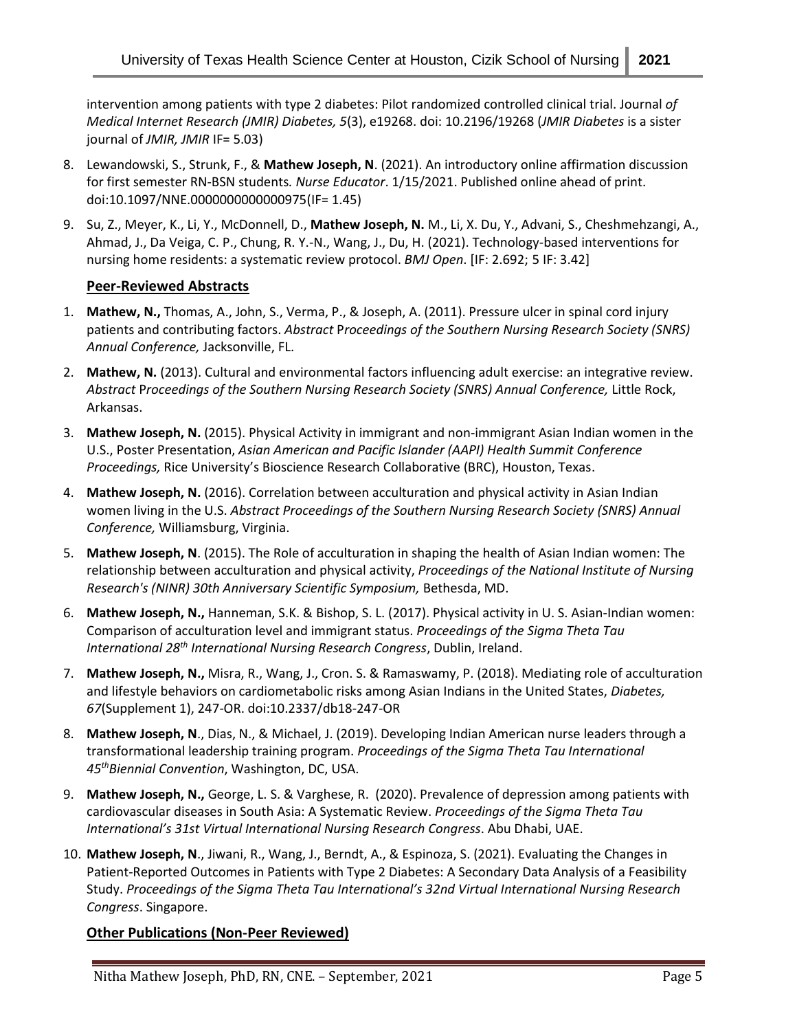intervention among patients with type 2 diabetes: Pilot randomized controlled clinical trial. Journal *of Medical Internet Research (JMIR) Diabetes, 5*(3), e19268. doi: 10.2196/19268 (*JMIR Diabetes* is a sister journal of *JMIR, JMIR* IF= 5.03)

8. Lewandowski, S., Strunk, F., & **Mathew Joseph, N**. (2021). An introductory online affirmation discussion for first semester RN-BSN students*. Nurse Educator*. 1/15/2021. Published online ahead of print. doi:10.1097/NNE.0000000000000975(IF= 1.45)
9. Su, Z., Meyer, K., Li, Y., McDonnell, D., **Mathew Joseph, N.** M., Li, X. Du, Y., Advani, S., Cheshmehzangi, A., Ahmad, J., Da Veiga, C. P., Chung, R. Y.-N., Wang, J., Du, H. (2021). Technology-based interventions for nursing home residents: a systematic review protocol. *BMJ Open*. [IF: 2.692; 5 IF: 3.42]

## Peer-Reviewed Abstracts

1. **Mathew, N.,** Thomas, A., John, S., Verma, P., & Joseph, A. (2011). Pressure ulcer in spinal cord injury patients and contributing factors. *Abstract* P*roceedings of the Southern Nursing Research Society (SNRS) Annual Conference,* Jacksonville, FL.
2. **Mathew, N.** (2013). Cultural and environmental factors influencing adult exercise: an integrative review. *Abstract* P*roceedings of the Southern Nursing Research Society (SNRS) Annual Conference,* Little Rock, Arkansas.
3. **Mathew Joseph, N.** (2015). Physical Activity in immigrant and non-immigrant Asian Indian women in the U.S., Poster Presentation, *Asian American and Pacific Islander (AAPI) Health Summit Conference Proceedings,* Rice University's Bioscience Research Collaborative (BRC), Houston, Texas.
4. **Mathew Joseph, N.** (2016). Correlation between acculturation and physical activity in Asian Indian women living in the U.S. *Abstract Proceedings of the Southern Nursing Research Society (SNRS) Annual Conference,* Williamsburg, Virginia.
5. **Mathew Joseph, N**. (2015). The Role of acculturation in shaping the health of Asian Indian women: The relationship between acculturation and physical activity, *Proceedings of the National Institute of Nursing Research's (NINR) 30th Anniversary Scientific Symposium,* Bethesda, MD.
6. **Mathew Joseph, N.,** Hanneman, S.K. & Bishop, S. L. (2017). Physical activity in U. S. Asian-Indian women: Comparison of acculturation level and immigrant status. *Proceedings of the Sigma Theta Tau International 28th International Nursing Research Congress*, Dublin, Ireland.
7. **Mathew Joseph, N.,** Misra, R., Wang, J., Cron. S. & Ramaswamy, P. (2018). Mediating role of acculturation and lifestyle behaviors on cardiometabolic risks among Asian Indians in the United States, *Diabetes, 67*(Supplement 1), 247-OR. doi:10.2337/db18-247-OR
8. **Mathew Joseph, N**., Dias, N., & Michael, J. (2019). Developing Indian American nurse leaders through a transformational leadership training program. *Proceedings of the Sigma Theta Tau International 45thBiennial Convention*, Washington, DC, USA.
9. **Mathew Joseph, N.,** George, L. S. & Varghese, R. (2020). Prevalence of depression among patients with cardiovascular diseases in South Asia: A Systematic Review. *Proceedings of the Sigma Theta Tau International's 31st Virtual International Nursing Research Congress*. Abu Dhabi, UAE.
10. **Mathew Joseph, N**., Jiwani, R., Wang, J., Berndt, A., & Espinoza, S. (2021). Evaluating the Changes in Patient-Reported Outcomes in Patients with Type 2 Diabetes: A Secondary Data Analysis of a Feasibility Study. *Proceedings of the Sigma Theta Tau International's 32nd Virtual International Nursing Research Congress*. Singapore.

## Other Publications (Non-Peer Reviewed)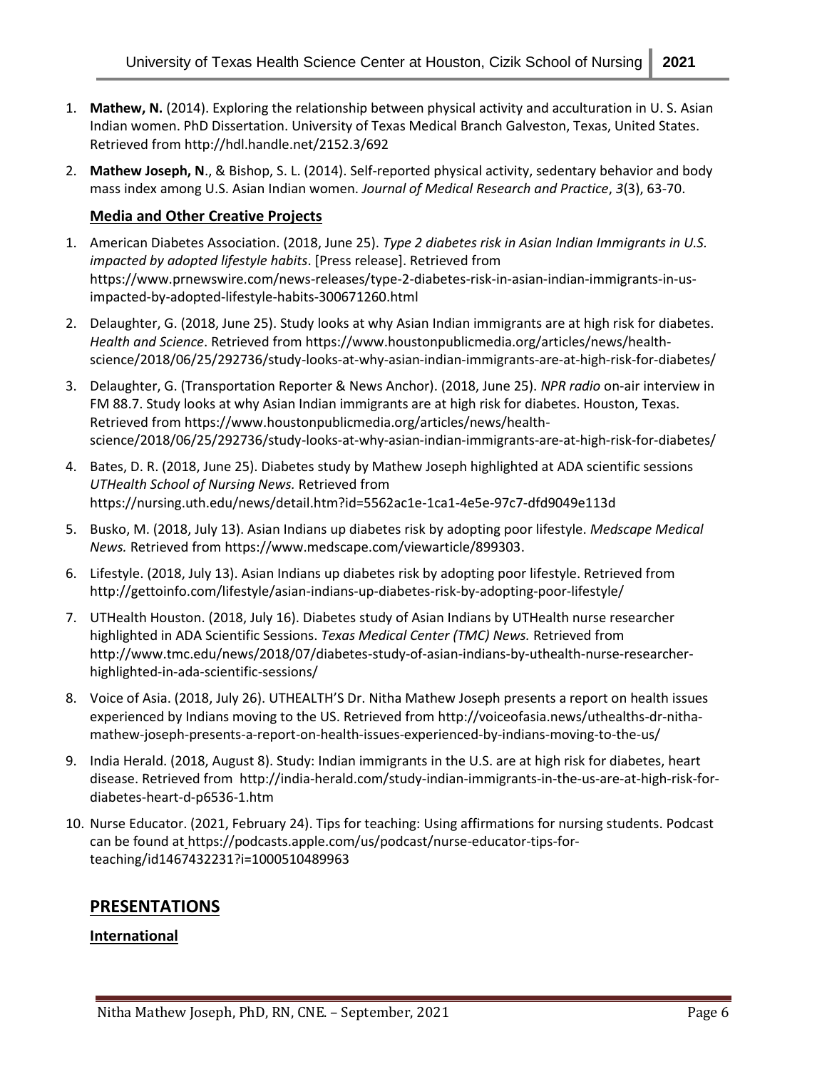1. **Mathew, N.** (2014). Exploring the relationship between physical activity and acculturation in U. S. Asian Indian women. PhD Dissertation. University of Texas Medical Branch Galveston, Texas, United States. Retrieved from http://hdl.handle.net/2152.3/692

2. **Mathew Joseph, N**., & Bishop, S. L. (2014). Self-reported physical activity, sedentary behavior and body mass index among U.S. Asian Indian women. *Journal of Medical Research and Practice*, *3*(3), 63-70.

### Media and Other Creative Projects

1. American Diabetes Association. (2018, June 25). *Type 2 diabetes risk in Asian Indian Immigrants in U.S. impacted by adopted lifestyle habits*. [Press release]. Retrieved from https://www.prnewswire.com/news-releases/type-2-diabetes-risk-in-asian-indian-immigrants-in-us-impacted-by-adopted-lifestyle-habits-300671260.html

2. Delaughter, G. (2018, June 25). Study looks at why Asian Indian immigrants are at high risk for diabetes. *Health and Science*. Retrieved from https://www.houstonpublicmedia.org/articles/news/health-science/2018/06/25/292736/study-looks-at-why-asian-indian-immigrants-are-at-high-risk-for-diabetes/

3. Delaughter, G. (Transportation Reporter & News Anchor). (2018, June 25). *NPR radio* on-air interview in FM 88.7. Study looks at why Asian Indian immigrants are at high risk for diabetes. Houston, Texas. Retrieved from https://www.houstonpublicmedia.org/articles/news/health-science/2018/06/25/292736/study-looks-at-why-asian-indian-immigrants-are-at-high-risk-for-diabetes/

4. Bates, D. R. (2018, June 25). Diabetes study by Mathew Joseph highlighted at ADA scientific sessions *UTHealth School of Nursing News.* Retrieved from https://nursing.uth.edu/news/detail.htm?id=5562ac1e-1ca1-4e5e-97c7-dfd9049e113d

5. Busko, M. (2018, July 13). Asian Indians up diabetes risk by adopting poor lifestyle. *Medscape Medical News.* Retrieved from https://www.medscape.com/viewarticle/899303.

6. Lifestyle. (2018, July 13). Asian Indians up diabetes risk by adopting poor lifestyle. Retrieved from http://gettoinfo.com/lifestyle/asian-indians-up-diabetes-risk-by-adopting-poor-lifestyle/

7. UTHealth Houston. (2018, July 16). Diabetes study of Asian Indians by UTHealth nurse researcher highlighted in ADA Scientific Sessions. *Texas Medical Center (TMC) News.* Retrieved from http://www.tmc.edu/news/2018/07/diabetes-study-of-asian-indians-by-uthealth-nurse-researcher-highlighted-in-ada-scientific-sessions/

8. Voice of Asia. (2018, July 26). UTHEALTH'S Dr. Nitha Mathew Joseph presents a report on health issues experienced by Indians moving to the US. Retrieved from http://voiceofasia.news/uthealths-dr-nitha-mathew-joseph-presents-a-report-on-health-issues-experienced-by-indians-moving-to-the-us/

9. India Herald. (2018, August 8). Study: Indian immigrants in the U.S. are at high risk for diabetes, heart disease. Retrieved from http://india-herald.com/study-indian-immigrants-in-the-us-are-at-high-risk-for-diabetes-heart-d-p6536-1.htm

10. Nurse Educator. (2021, February 24). Tips for teaching: Using affirmations for nursing students. Podcast can be found at https://podcasts.apple.com/us/podcast/nurse-educator-tips-for-teaching/id1467432231?i=1000510489963

## PRESENTATIONS

### International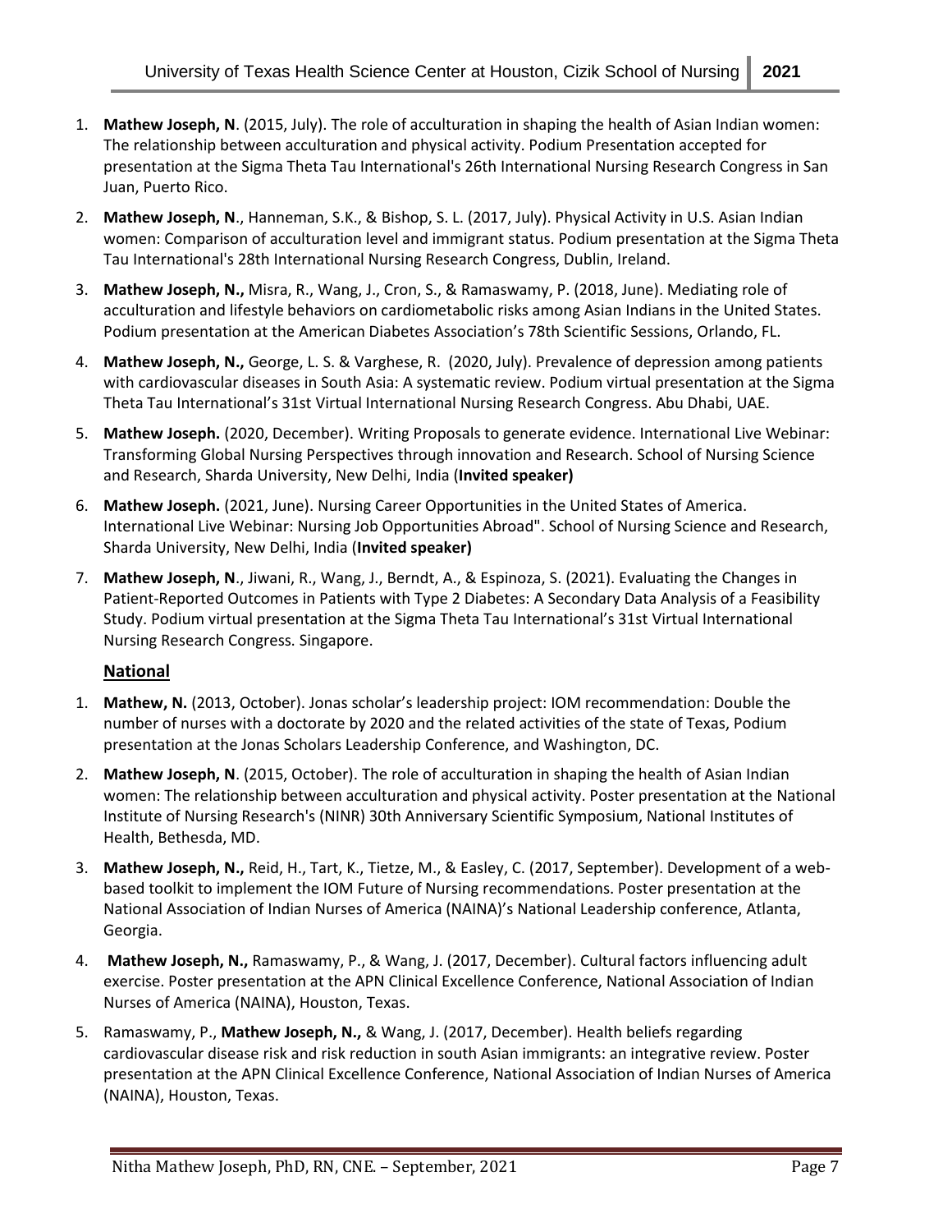1. **Mathew Joseph, N**. (2015, July). The role of acculturation in shaping the health of Asian Indian women: The relationship between acculturation and physical activity. Podium Presentation accepted for presentation at the Sigma Theta Tau International's 26th International Nursing Research Congress in San Juan, Puerto Rico.
2. **Mathew Joseph, N**., Hanneman, S.K., & Bishop, S. L. (2017, July). Physical Activity in U.S. Asian Indian women: Comparison of acculturation level and immigrant status. Podium presentation at the Sigma Theta Tau International's 28th International Nursing Research Congress, Dublin, Ireland.
3. **Mathew Joseph, N.,** Misra, R., Wang, J., Cron, S., & Ramaswamy, P. (2018, June). Mediating role of acculturation and lifestyle behaviors on cardiometabolic risks among Asian Indians in the United States. Podium presentation at the American Diabetes Association's 78th Scientific Sessions, Orlando, FL.
4. **Mathew Joseph, N.,** George, L. S. & Varghese, R. (2020, July). Prevalence of depression among patients with cardiovascular diseases in South Asia: A systematic review. Podium virtual presentation at the Sigma Theta Tau International's 31st Virtual International Nursing Research Congress. Abu Dhabi, UAE.
5. **Mathew Joseph.** (2020, December). Writing Proposals to generate evidence. International Live Webinar: Transforming Global Nursing Perspectives through innovation and Research. School of Nursing Science and Research, Sharda University, New Delhi, India (**Invited speaker)**
6. **Mathew Joseph.** (2021, June). Nursing Career Opportunities in the United States of America. International Live Webinar: Nursing Job Opportunities Abroad". School of Nursing Science and Research, Sharda University, New Delhi, India (**Invited speaker)**
7. **Mathew Joseph, N**., Jiwani, R., Wang, J., Berndt, A., & Espinoza, S. (2021). Evaluating the Changes in Patient-Reported Outcomes in Patients with Type 2 Diabetes: A Secondary Data Analysis of a Feasibility Study. Podium virtual presentation at the Sigma Theta Tau International's 31st Virtual International Nursing Research Congress. Singapore.

**National**

1. **Mathew, N.** (2013, October). Jonas scholar's leadership project: IOM recommendation: Double the number of nurses with a doctorate by 2020 and the related activities of the state of Texas, Podium presentation at the Jonas Scholars Leadership Conference, and Washington, DC.
2. **Mathew Joseph, N**. (2015, October). The role of acculturation in shaping the health of Asian Indian women: The relationship between acculturation and physical activity. Poster presentation at the National Institute of Nursing Research's (NINR) 30th Anniversary Scientific Symposium, National Institutes of Health, Bethesda, MD.
3. **Mathew Joseph, N.,** Reid, H., Tart, K., Tietze, M., & Easley, C. (2017, September). Development of a web-based toolkit to implement the IOM Future of Nursing recommendations. Poster presentation at the National Association of Indian Nurses of America (NAINA)'s National Leadership conference, Atlanta, Georgia.
4. **Mathew Joseph, N.,** Ramaswamy, P., & Wang, J. (2017, December). Cultural factors influencing adult exercise. Poster presentation at the APN Clinical Excellence Conference, National Association of Indian Nurses of America (NAINA), Houston, Texas.
5. Ramaswamy, P., **Mathew Joseph, N.,** & Wang, J. (2017, December). Health beliefs regarding cardiovascular disease risk and risk reduction in south Asian immigrants: an integrative review. Poster presentation at the APN Clinical Excellence Conference, National Association of Indian Nurses of America (NAINA), Houston, Texas.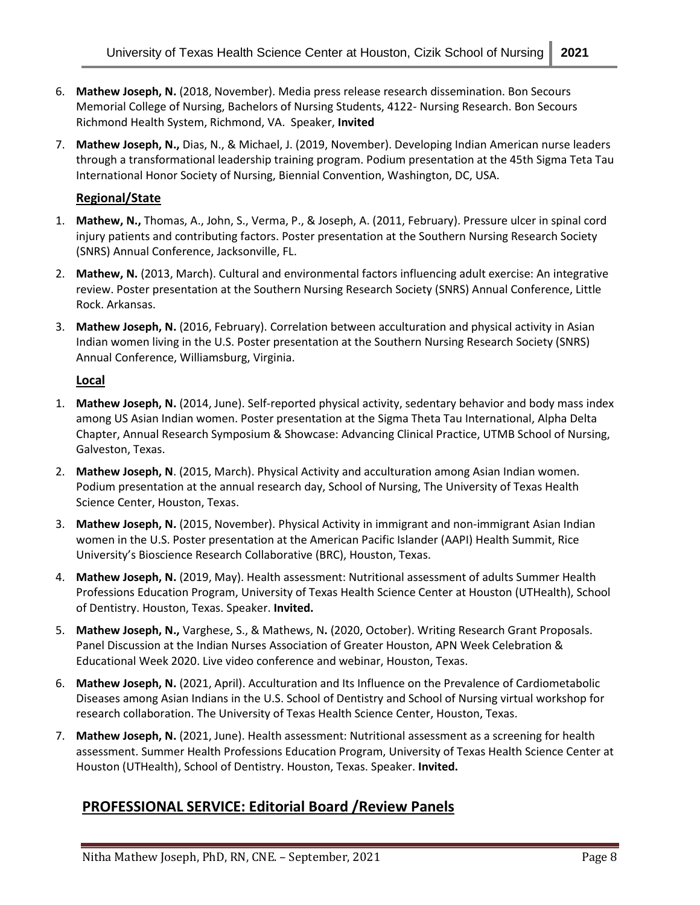6. **Mathew Joseph, N.** (2018, November). Media press release research dissemination. Bon Secours Memorial College of Nursing, Bachelors of Nursing Students, 4122- Nursing Research. Bon Secours Richmond Health System, Richmond, VA. Speaker, **Invited**
7. **Mathew Joseph, N.,** Dias, N., & Michael, J. (2019, November). Developing Indian American nurse leaders through a transformational leadership training program. Podium presentation at the 45th Sigma Teta Tau International Honor Society of Nursing, Biennial Convention, Washington, DC, USA.

**Regional/State**

1. **Mathew, N.,** Thomas, A., John, S., Verma, P., & Joseph, A. (2011, February). Pressure ulcer in spinal cord injury patients and contributing factors. Poster presentation at the Southern Nursing Research Society (SNRS) Annual Conference, Jacksonville, FL.
2. **Mathew, N.** (2013, March). Cultural and environmental factors influencing adult exercise: An integrative review. Poster presentation at the Southern Nursing Research Society (SNRS) Annual Conference, Little Rock. Arkansas.
3. **Mathew Joseph, N.** (2016, February). Correlation between acculturation and physical activity in Asian Indian women living in the U.S. Poster presentation at the Southern Nursing Research Society (SNRS) Annual Conference, Williamsburg, Virginia.

**Local**

1. **Mathew Joseph, N.** (2014, June). Self-reported physical activity, sedentary behavior and body mass index among US Asian Indian women. Poster presentation at the Sigma Theta Tau International, Alpha Delta Chapter, Annual Research Symposium & Showcase: Advancing Clinical Practice, UTMB School of Nursing, Galveston, Texas.
2. **Mathew Joseph, N**. (2015, March). Physical Activity and acculturation among Asian Indian women. Podium presentation at the annual research day, School of Nursing, The University of Texas Health Science Center, Houston, Texas.
3. **Mathew Joseph, N.** (2015, November). Physical Activity in immigrant and non-immigrant Asian Indian women in the U.S. Poster presentation at the American Pacific Islander (AAPI) Health Summit, Rice University's Bioscience Research Collaborative (BRC), Houston, Texas.
4. **Mathew Joseph, N.** (2019, May). Health assessment: Nutritional assessment of adults Summer Health Professions Education Program, University of Texas Health Science Center at Houston (UTHealth), School of Dentistry. Houston, Texas. Speaker. **Invited.**
5. **Mathew Joseph, N.,** Varghese, S., & Mathews, N**.** (2020, October). Writing Research Grant Proposals. Panel Discussion at the Indian Nurses Association of Greater Houston, APN Week Celebration & Educational Week 2020. Live video conference and webinar, Houston, Texas.
6. **Mathew Joseph, N.** (2021, April). Acculturation and Its Influence on the Prevalence of Cardiometabolic Diseases among Asian Indians in the U.S. School of Dentistry and School of Nursing virtual workshop for research collaboration. The University of Texas Health Science Center, Houston, Texas.
7. **Mathew Joseph, N.** (2021, June). Health assessment: Nutritional assessment as a screening for health assessment. Summer Health Professions Education Program, University of Texas Health Science Center at Houston (UTHealth), School of Dentistry. Houston, Texas. Speaker. **Invited.**

## PROFESSIONAL SERVICE: Editorial Board /Review Panels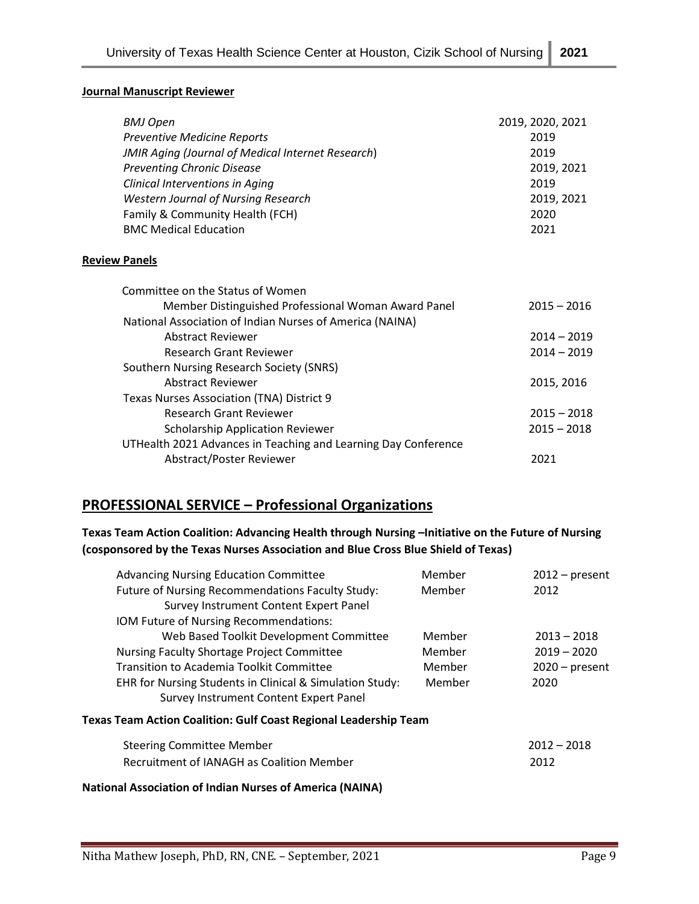**Journal Manuscript Reviewer**

| | |
|---|---|
| *BMJ Open* | 2019, 2020, 2021 |
| *Preventive Medicine Reports* | 2019 |
| *JMIR Aging (Journal of Medical Internet Research)* | 2019 |
| *Preventing Chronic Disease* | 2019, 2021 |
| *Clinical Interventions in Aging* | 2019 |
| *Western Journal of Nursing Research* | 2019, 2021 |
| Family & Community Health (FCH) | 2020 |
| BMC Medical Education | 2021 |

**Review Panels**

| | |
|---|---|
| Committee on the Status of Women | |
| Member Distinguished Professional Woman Award Panel | 2015 – 2016 |
| National Association of Indian Nurses of America (NAINA) | |
| Abstract Reviewer | 2014 – 2019 |
| Research Grant Reviewer | 2014 – 2019 |
| Southern Nursing Research Society (SNRS) | |
| Abstract Reviewer | 2015, 2016 |
| Texas Nurses Association (TNA) District 9 | |
| Research Grant Reviewer | 2015 – 2018 |
| Scholarship Application Reviewer | 2015 – 2018 |
| UTHealth 2021 Advances in Teaching and Learning Day Conference | |
| Abstract/Poster Reviewer | 2021 |

## PROFESSIONAL SERVICE – Professional Organizations

**Texas Team Action Coalition: Advancing Health through Nursing –Initiative on the Future of Nursing (cosponsored by the Texas Nurses Association and Blue Cross Blue Shield of Texas)**

| | | |
|---|---|---|
| Advancing Nursing Education Committee | Member | 2012 – present |
| Future of Nursing Recommendations Faculty Study: Survey Instrument Content Expert Panel | Member | 2012 |
| IOM Future of Nursing Recommendations: Web Based Toolkit Development Committee | Member | 2013 – 2018 |
| Nursing Faculty Shortage Project Committee | Member | 2019 – 2020 |
| Transition to Academia Toolkit Committee | Member | 2020 – present |
| EHR for Nursing Students in Clinical & Simulation Study: Survey Instrument Content Expert Panel | Member | 2020 |

**Texas Team Action Coalition: Gulf Coast Regional Leadership Team**

| | |
|---|---|
| Steering Committee Member | 2012 – 2018 |
| Recruitment of IANAGH as Coalition Member | 2012 |

**National Association of Indian Nurses of America (NAINA)**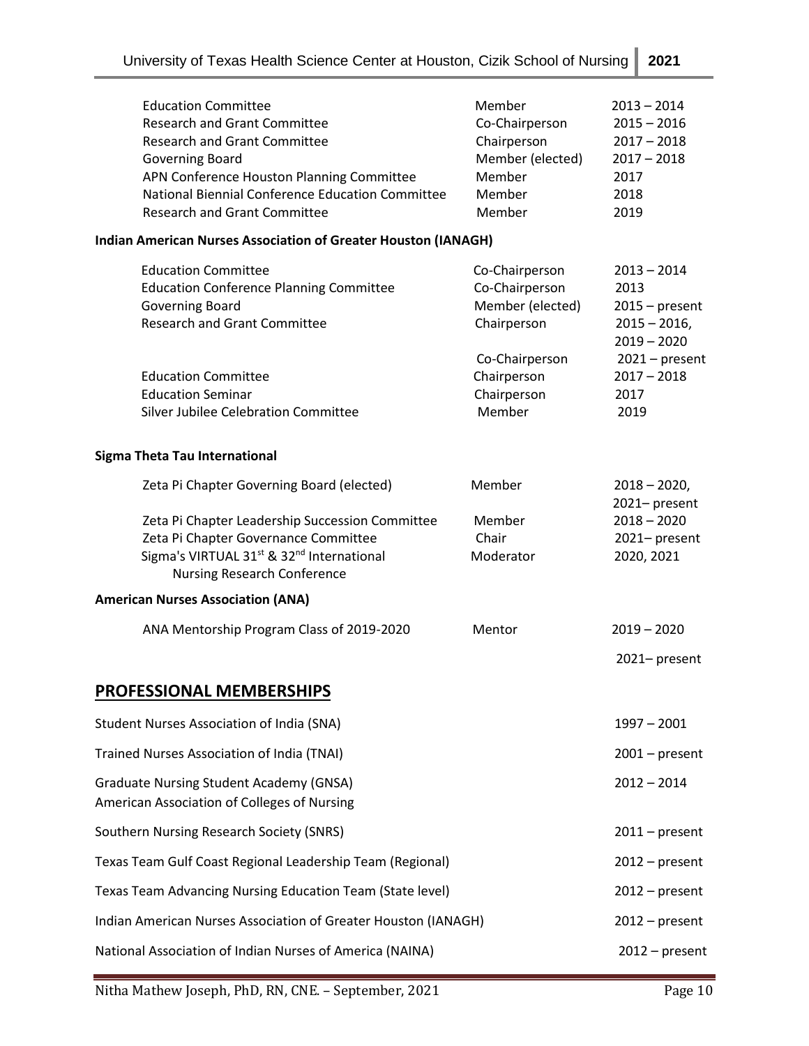| | | |
|---|---|---|
| Education Committee | Member | 2013 – 2014 |
| Research and Grant Committee | Co-Chairperson | 2015 – 2016 |
| Research and Grant Committee | Chairperson | 2017 – 2018 |
| Governing Board | Member (elected) | 2017 – 2018 |
| APN Conference Houston Planning Committee | Member | 2017 |
| National Biennial Conference Education Committee | Member | 2018 |
| Research and Grant Committee | Member | 2019 |

**Indian American Nurses Association of Greater Houston (IANAGH)**

| | | |
|---|---|---|
| Education Committee | Co-Chairperson | 2013 – 2014 |
| Education Conference Planning Committee | Co-Chairperson | 2013 |
| Governing Board | Member (elected) | 2015 – present |
| Research and Grant Committee | Chairperson | 2015 – 2016, 2019 – 2020 |
| | Co-Chairperson | 2021 – present |
| Education Committee | Chairperson | 2017 – 2018 |
| Education Seminar | Chairperson | 2017 |
| Silver Jubilee Celebration Committee | Member | 2019 |

**Sigma Theta Tau International**

| | | |
|---|---|---|
| Zeta Pi Chapter Governing Board (elected) | Member | 2018 – 2020, 2021– present |
| Zeta Pi Chapter Leadership Succession Committee | Member | 2018 – 2020 |
| Zeta Pi Chapter Governance Committee | Chair | 2021– present |
| Sigma's VIRTUAL 31st & 32nd International Nursing Research Conference | Moderator | 2020, 2021 |

**American Nurses Association (ANA)**

| | | |
|---|---|---|
| ANA Mentorship Program Class of 2019-2020 | Mentor | 2019 – 2020 |
| | | 2021– present |

## PROFESSIONAL MEMBERSHIPS

| | |
|---|---|
| Student Nurses Association of India (SNA) | 1997 – 2001 |
| Trained Nurses Association of India (TNAI) | 2001 – present |
| Graduate Nursing Student Academy (GNSA) American Association of Colleges of Nursing | 2012 – 2014 |
| Southern Nursing Research Society (SNRS) | 2011 – present |
| Texas Team Gulf Coast Regional Leadership Team (Regional) | 2012 – present |
| Texas Team Advancing Nursing Education Team (State level) | 2012 – present |
| Indian American Nurses Association of Greater Houston (IANAGH) | 2012 – present |
| National Association of Indian Nurses of America (NAINA) | 2012 – present |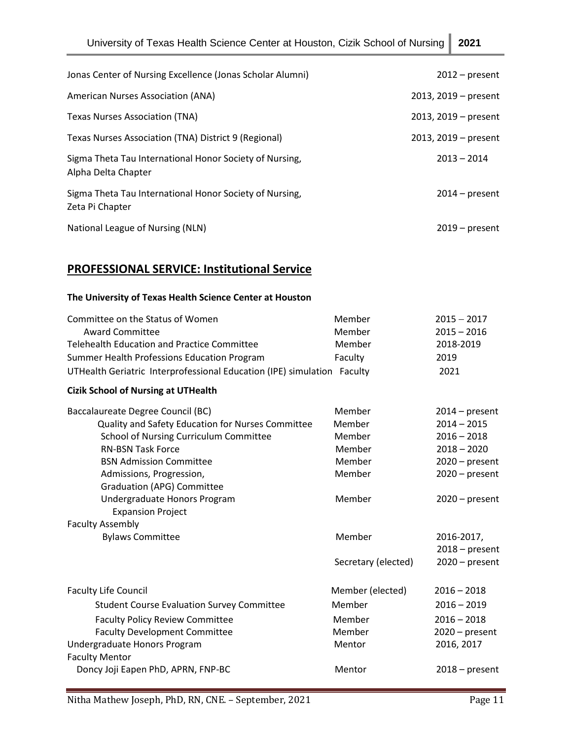| | |
|---|---|
| Jonas Center of Nursing Excellence (Jonas Scholar Alumni) | 2012 – present |
| American Nurses Association (ANA) | 2013, 2019 – present |
| Texas Nurses Association (TNA) | 2013, 2019 – present |
| Texas Nurses Association (TNA) District 9 (Regional) | 2013, 2019 – present |
| Sigma Theta Tau International Honor Society of Nursing, Alpha Delta Chapter | 2013 – 2014 |
| Sigma Theta Tau International Honor Society of Nursing, Zeta Pi Chapter | 2014 – present |
| National League of Nursing (NLN) | 2019 – present |

## PROFESSIONAL SERVICE: Institutional Service

**The University of Texas Health Science Center at Houston**

| | | |
|---|---|---|
| Committee on the Status of Women | Member | 2015 – 2017 |
| Award Committee | Member | 2015 – 2016 |
| Telehealth Education and Practice Committee | Member | 2018-2019 |
| Summer Health Professions Education Program | Faculty | 2019 |
| UTHealth Geriatric Interprofessional Education (IPE) simulation | Faculty | 2021 |

**Cizik School of Nursing at UTHealth**

| | | |
|---|---|---|
| Baccalaureate Degree Council (BC) | Member | 2014 – present |
| Quality and Safety Education for Nurses Committee | Member | 2014 – 2015 |
| School of Nursing Curriculum Committee | Member | 2016 – 2018 |
| RN-BSN Task Force | Member | 2018 – 2020 |
| BSN Admission Committee | Member | 2020 – present |
| Admissions, Progression, Graduation (APG) Committee | Member | 2020 – present |
| Undergraduate Honors Program Expansion Project | Member | 2020 – present |
| Faculty Assembly | | |
| Bylaws Committee | Member | 2016-2017, 2018 – present |
| | Secretary (elected) | 2020 – present |
| Faculty Life Council | Member (elected) | 2016 – 2018 |
| Student Course Evaluation Survey Committee | Member | 2016 – 2019 |
| Faculty Policy Review Committee | Member | 2016 – 2018 |
| Faculty Development Committee | Member | 2020 – present |
| Undergraduate Honors Program | Mentor | 2016, 2017 |
| Faculty Mentor | | |
| Doncy Joji Eapen PhD, APRN, FNP-BC | Mentor | 2018 – present |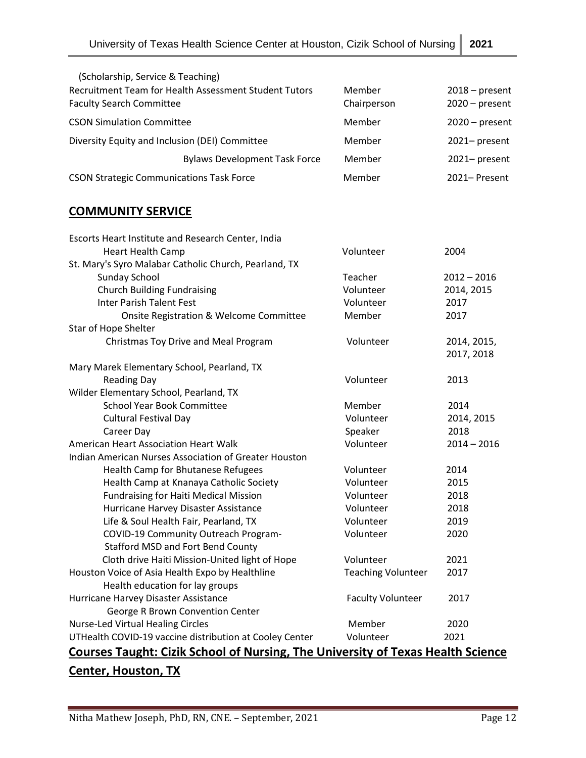(Scholarship, Service & Teaching)

| | | |
|---|---|---|
| Recruitment Team for Health Assessment Student Tutors | Member | 2018 – present |
| Faculty Search Committee | Chairperson | 2020 – present |
| CSON Simulation Committee | Member | 2020 – present |
| Diversity Equity and Inclusion (DEI) Committee | Member | 2021– present |
| Bylaws Development Task Force | Member | 2021– present |
| CSON Strategic Communications Task Force | Member | 2021– Present |

## COMMUNITY SERVICE

| | | |
|---|---|---|
| Escorts Heart Institute and Research Center, India | | |
| Heart Health Camp | Volunteer | 2004 |
| St. Mary's Syro Malabar Catholic Church, Pearland, TX | | |
| Sunday School | Teacher | 2012 – 2016 |
| Church Building Fundraising | Volunteer | 2014, 2015 |
| Inter Parish Talent Fest | Volunteer | 2017 |
| Onsite Registration & Welcome Committee | Member | 2017 |
| Star of Hope Shelter | | |
| Christmas Toy Drive and Meal Program | Volunteer | 2014, 2015, 2017, 2018 |
| Mary Marek Elementary School, Pearland, TX | | |
| Reading Day | Volunteer | 2013 |
| Wilder Elementary School, Pearland, TX | | |
| School Year Book Committee | Member | 2014 |
| Cultural Festival Day | Volunteer | 2014, 2015 |
| Career Day | Speaker | 2018 |
| American Heart Association Heart Walk | Volunteer | 2014 – 2016 |
| Indian American Nurses Association of Greater Houston | | |
| Health Camp for Bhutanese Refugees | Volunteer | 2014 |
| Health Camp at Knanaya Catholic Society | Volunteer | 2015 |
| Fundraising for Haiti Medical Mission | Volunteer | 2018 |
| Hurricane Harvey Disaster Assistance | Volunteer | 2018 |
| Life & Soul Health Fair, Pearland, TX | Volunteer | 2019 |
| COVID-19 Community Outreach Program- Stafford MSD and Fort Bend County | Volunteer | 2020 |
| Cloth drive Haiti Mission-United light of Hope | Volunteer | 2021 |
| Houston Voice of Asia Health Expo by Healthline | Teaching Volunteer | 2017 |
| Health education for lay groups | | |
| Hurricane Harvey Disaster Assistance | Faculty Volunteer | 2017 |
| George R Brown Convention Center | | |
| Nurse-Led Virtual Healing Circles | Member | 2020 |
| UTHealth COVID-19 vaccine distribution at Cooley Center | Volunteer | 2021 |

## Courses Taught: Cizik School of Nursing, The University of Texas Health Science Center, Houston, TX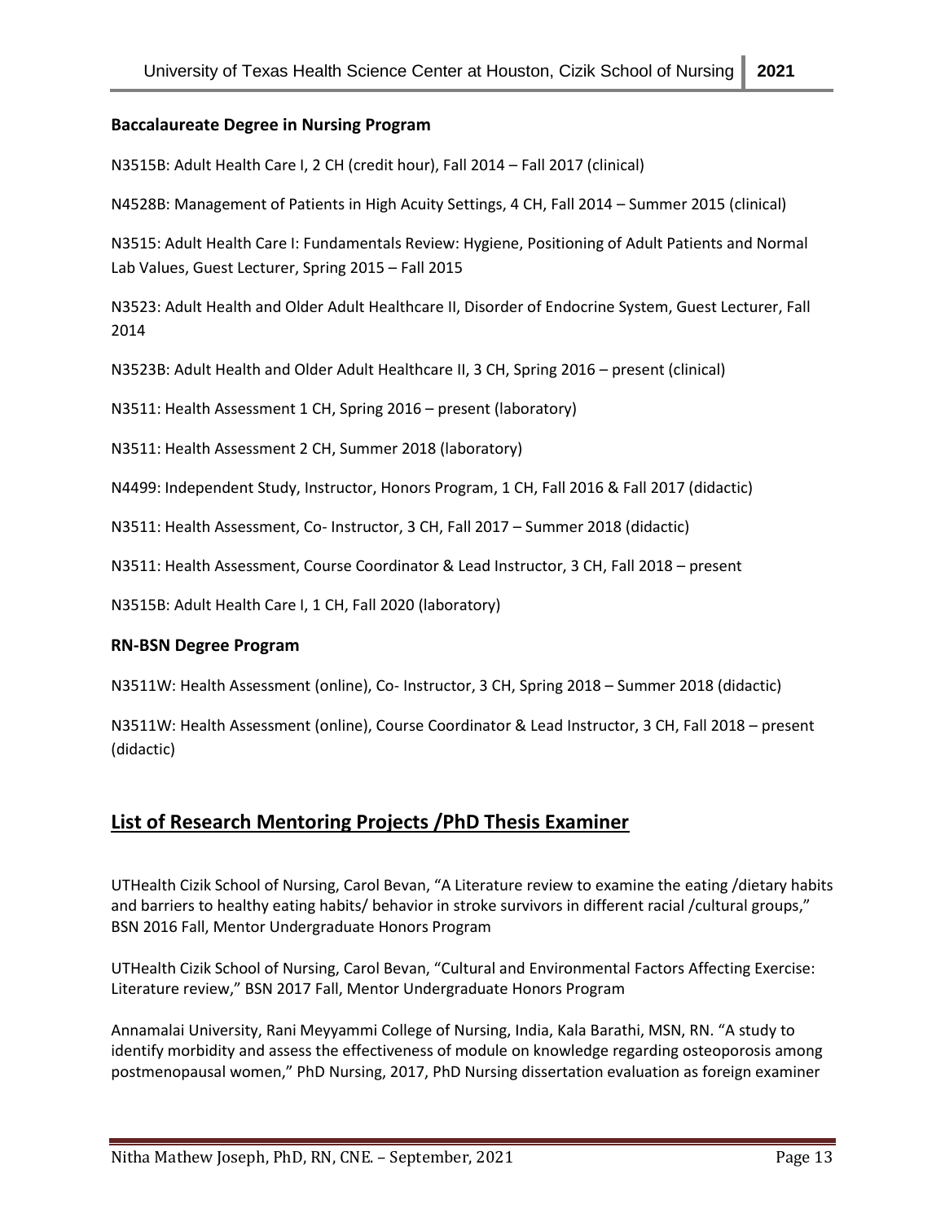### Baccalaureate Degree in Nursing Program

N3515B: Adult Health Care I, 2 CH (credit hour), Fall 2014 – Fall 2017 (clinical)

N4528B: Management of Patients in High Acuity Settings, 4 CH, Fall 2014 – Summer 2015 (clinical)

N3515: Adult Health Care I: Fundamentals Review: Hygiene, Positioning of Adult Patients and Normal Lab Values, Guest Lecturer, Spring 2015 – Fall 2015

N3523: Adult Health and Older Adult Healthcare II, Disorder of Endocrine System, Guest Lecturer, Fall 2014

N3523B: Adult Health and Older Adult Healthcare II, 3 CH, Spring 2016 – present (clinical)

N3511: Health Assessment 1 CH, Spring 2016 – present (laboratory)

N3511: Health Assessment 2 CH, Summer 2018 (laboratory)

N4499: Independent Study, Instructor, Honors Program, 1 CH, Fall 2016 & Fall 2017 (didactic)

N3511: Health Assessment, Co- Instructor, 3 CH, Fall 2017 – Summer 2018 (didactic)

N3511: Health Assessment, Course Coordinator & Lead Instructor, 3 CH, Fall 2018 – present

N3515B: Adult Health Care I, 1 CH, Fall 2020 (laboratory)

### RN-BSN Degree Program

N3511W: Health Assessment (online), Co- Instructor, 3 CH, Spring 2018 – Summer 2018 (didactic)

N3511W: Health Assessment (online), Course Coordinator & Lead Instructor, 3 CH, Fall 2018 – present (didactic)

## List of Research Mentoring Projects /PhD Thesis Examiner

UTHealth Cizik School of Nursing, Carol Bevan, "A Literature review to examine the eating /dietary habits and barriers to healthy eating habits/ behavior in stroke survivors in different racial /cultural groups," BSN 2016 Fall, Mentor Undergraduate Honors Program

UTHealth Cizik School of Nursing, Carol Bevan, "Cultural and Environmental Factors Affecting Exercise: Literature review," BSN 2017 Fall, Mentor Undergraduate Honors Program

Annamalai University, Rani Meyyammi College of Nursing, India, Kala Barathi, MSN, RN. "A study to identify morbidity and assess the effectiveness of module on knowledge regarding osteoporosis among postmenopausal women," PhD Nursing, 2017, PhD Nursing dissertation evaluation as foreign examiner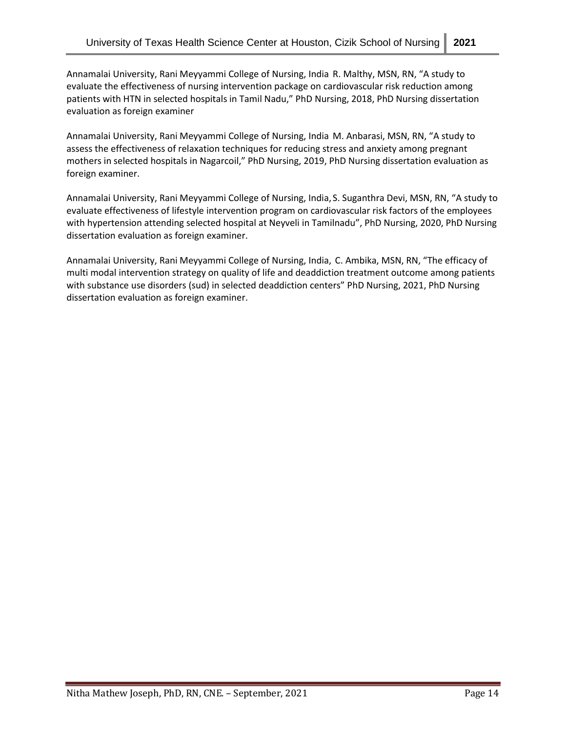Annamalai University, Rani Meyyammi College of Nursing, India R. Malthy, MSN, RN, "A study to evaluate the effectiveness of nursing intervention package on cardiovascular risk reduction among patients with HTN in selected hospitals in Tamil Nadu," PhD Nursing, 2018, PhD Nursing dissertation evaluation as foreign examiner

Annamalai University, Rani Meyyammi College of Nursing, India M. Anbarasi, MSN, RN, "A study to assess the effectiveness of relaxation techniques for reducing stress and anxiety among pregnant mothers in selected hospitals in Nagarcoil," PhD Nursing, 2019, PhD Nursing dissertation evaluation as foreign examiner.

Annamalai University, Rani Meyyammi College of Nursing, India, S. Suganthra Devi, MSN, RN, "A study to evaluate effectiveness of lifestyle intervention program on cardiovascular risk factors of the employees with hypertension attending selected hospital at Neyveli in Tamilnadu", PhD Nursing, 2020, PhD Nursing dissertation evaluation as foreign examiner.

Annamalai University, Rani Meyyammi College of Nursing, India, C. Ambika, MSN, RN, "The efficacy of multi modal intervention strategy on quality of life and deaddiction treatment outcome among patients with substance use disorders (sud) in selected deaddiction centers" PhD Nursing, 2021, PhD Nursing dissertation evaluation as foreign examiner.